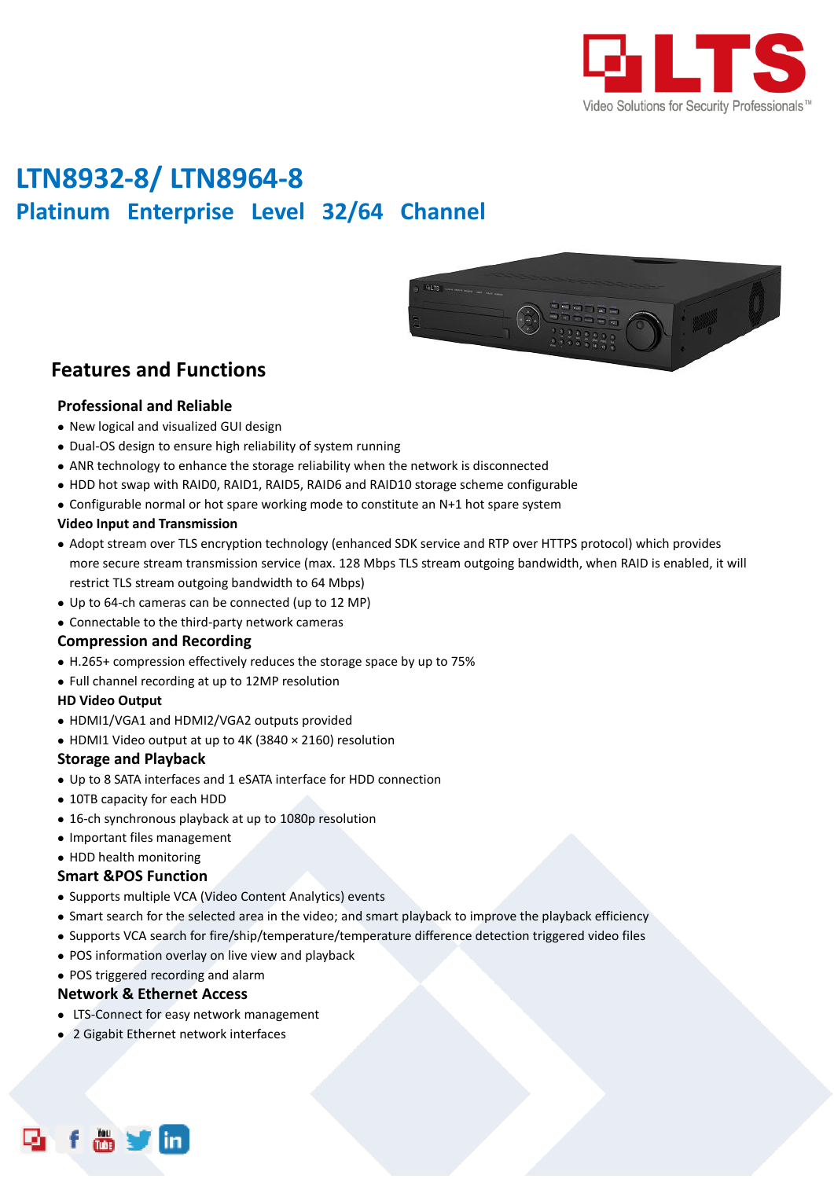# LTN8932-8/ LTN8964-8

## Platinum Enterprise Level 32/64 Channel

## Features and Functions

### Professional and Reliable

- New logical and visualized GUI design
- Dual-OS design to ensure high reliability of system running
- ANR technology to enhance the storage reliability when the network is disconnected
- HDD hot swap with RAID0, RAID1, RAID5, RAID6 and RAID10 storage scheme configurable
- Configurable normal or hot spare working mode to constitute an N+1 hot spare system

### Video Input and Transmission

- Adopt stream over TLS encryption technology (enhanced SDK service and RTP over HTTPS protocol) which provides more secure stream transmission service (max. 128 Mbps TLS stream outgoing bandwidth, when RAID is enabled, it will restrict TLS stream outgoing bandwidth to 64 Mbps)
- Up to 64-ch cameras can be connected (up to 12 MP)
- Connectable to the third-party network cameras

### Compression and Recording

- H.265+ compression effectively reduces the storage space by up to 75%
- Full channel recording at up to 12MP resolution

### HD Video Output

- HDMI1/VGA1 and HDMI2/VGA2 outputs provided
- HDMI1 Video output at up to 4K (3840 × 2160) resolution

### Storage and Playback

- Up to 8 SATA interfaces and 1 eSATA interface for HDD connection
- 10TB capacity for each HDD
- 16-ch synchronous playback at up to 1080p resolution
- Important files management
- HDD health monitoring

### Smart &POS Function

- Supports multiple VCA (Video Content Analytics) events
- Smart search for the selected area in the video; and smart playback to improve the playback efficiency
- Supports VCA search for fire/ship/temperature/temperature difference detection triggered video files
- POS information overlay on live view and playback
- POS triggered recording and alarm

### Network & Ethernet Access

- LTS-Connect for easy network management
- 2 Gigabit Ethernet network interfaces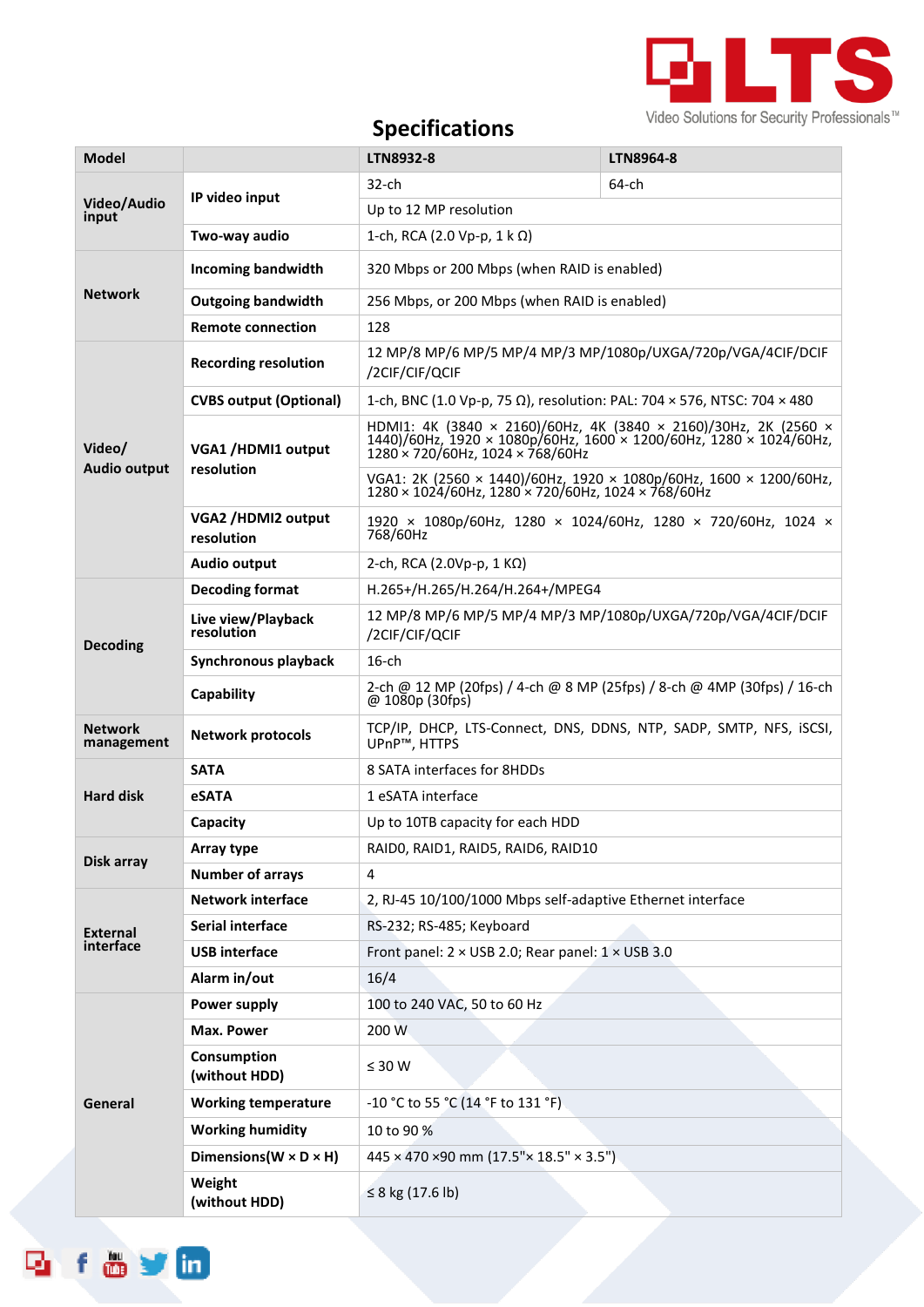# Specifications

| Model | | LTN8932-8 | LTN8964-8 |
|---|---|---|---|
| Video/Audio input | IP video input | 32-ch | 64-ch |
| | | Up to 12 MP resolution | |
| | Two-way audio | 1-ch, RCA (2.0 Vp-p, 1 k Ω) | |
| Network | Incoming bandwidth | 320 Mbps or 200 Mbps (when RAID is enabled) | |
| | Outgoing bandwidth | 256 Mbps, or 200 Mbps (when RAID is enabled) | |
| | Remote connection | 128 | |
| Video/ Audio output | Recording resolution | 12 MP/8 MP/6 MP/5 MP/4 MP/3 MP/1080p/UXGA/720p/VGA/4CIF/DCIF/2CIF/CIF/QCIF | |
| | CVBS output (Optional) | 1-ch, BNC (1.0 Vp-p, 75 Ω), resolution: PAL: 704 × 576, NTSC: 704 × 480 | |
| | VGA1 /HDMI1 output resolution | HDMI1: 4K (3840 × 2160)/60Hz, 4K (3840 × 2160)/30Hz, 2K (2560 × 1440)/60Hz, 1920 × 1080p/60Hz, 1600 × 1200/60Hz, 1280 × 1024/60Hz, 1280 × 720/60Hz, 1024 × 768/60Hz | |
| | | VGA1: 2K (2560 × 1440)/60Hz, 1920 × 1080p/60Hz, 1600 × 1200/60Hz, 1280 × 1024/60Hz, 1280 × 720/60Hz, 1024 × 768/60Hz | |
| | VGA2 /HDMI2 output resolution | 1920 × 1080p/60Hz, 1280 × 1024/60Hz, 1280 × 720/60Hz, 1024 × 768/60Hz | |
| | Audio output | 2-ch, RCA (2.0Vp-p, 1 KΩ) | |
| Decoding | Decoding format | H.265+/H.265/H.264/H.264+/MPEG4 | |
| | Live view/Playback resolution | 12 MP/8 MP/6 MP/5 MP/4 MP/3 MP/1080p/UXGA/720p/VGA/4CIF/DCIF/2CIF/CIF/QCIF | |
| | Synchronous playback | 16-ch | |
| | Capability | 2-ch @ 12 MP (20fps) / 4-ch @ 8 MP (25fps) / 8-ch @ 4MP (30fps) / 16-ch @ 1080p (30fps) | |
| Network management | Network protocols | TCP/IP, DHCP, LTS-Connect, DNS, DDNS, NTP, SADP, SMTP, NFS, iSCSI, UPnP™, HTTPS | |
| Hard disk | SATA | 8 SATA interfaces for 8HDDs | |
| | eSATA | 1 eSATA interface | |
| | Capacity | Up to 10TB capacity for each HDD | |
| Disk array | Array type | RAID0, RAID1, RAID5, RAID6, RAID10 | |
| | Number of arrays | 4 | |
| External interface | Network interface | 2, RJ-45 10/100/1000 Mbps self-adaptive Ethernet interface | |
| | Serial interface | RS-232; RS-485; Keyboard | |
| | USB interface | Front panel: 2 × USB 2.0; Rear panel: 1 × USB 3.0 | |
| | Alarm in/out | 16/4 | |
| General | Power supply | 100 to 240 VAC, 50 to 60 Hz | |
| | Max. Power | 200 W | |
| | Consumption (without HDD) | ≤ 30 W | |
| | Working temperature | -10 °C to 55 °C (14 °F to 131 °F) | |
| | Working humidity | 10 to 90 % | |
| | Dimensions(W × D × H) | 445 × 470 ×90 mm (17.5"× 18.5" × 3.5") | |
| | Weight (without HDD) | ≤ 8 kg (17.6 lb) | |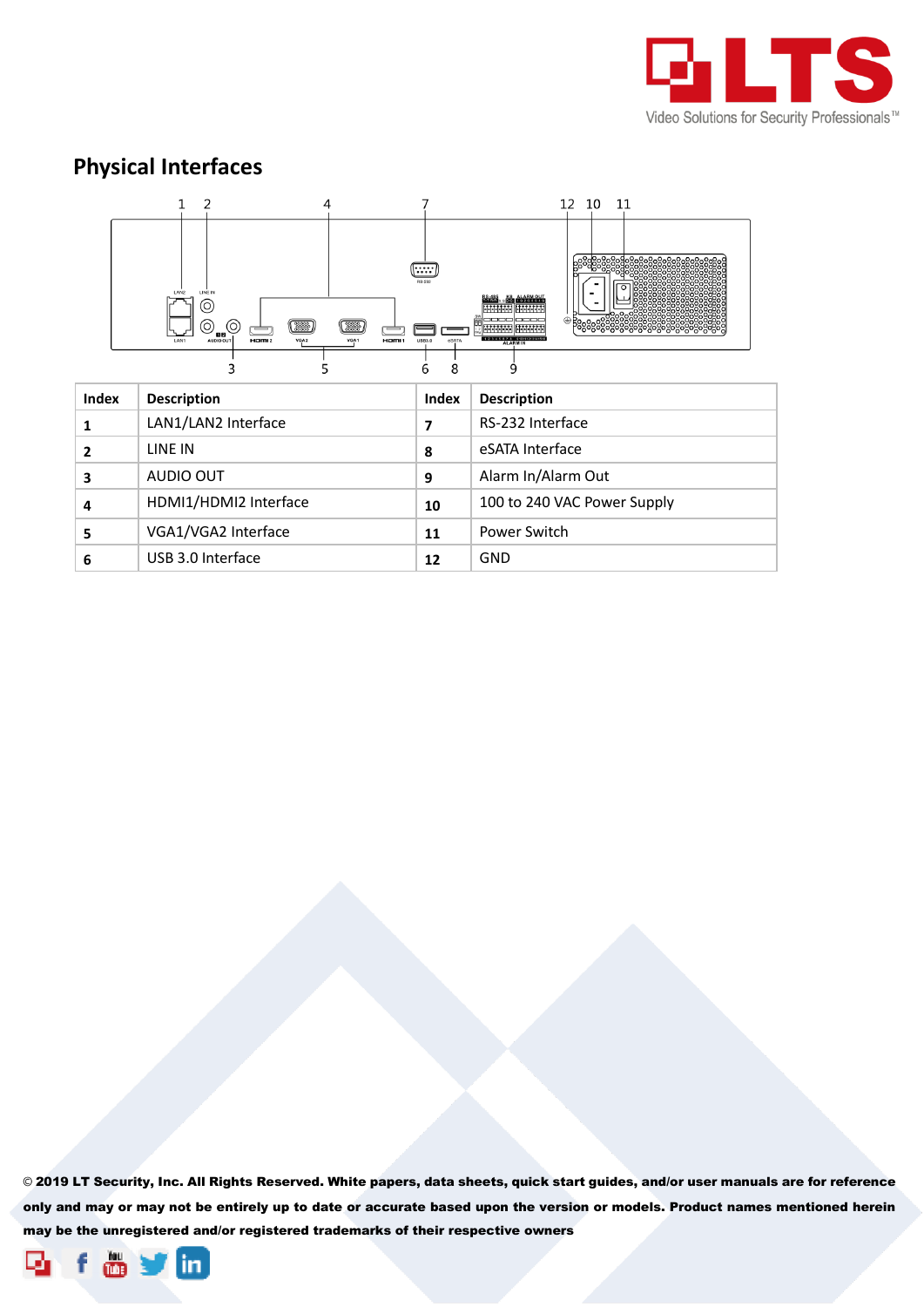## Physical Interfaces

| Index | Description | Index | Description |
|---|---|---|---|
| 1 | LAN1/LAN2 Interface | 7 | RS-232 Interface |
| 2 | LINE IN | 8 | eSATA Interface |
| 3 | AUDIO OUT | 9 | Alarm In/Alarm Out |
| 4 | HDMI1/HDMI2 Interface | 10 | 100 to 240 VAC Power Supply |
| 5 | VGA1/VGA2 Interface | 11 | Power Switch |
| 6 | USB 3.0 Interface | 12 | GND |

**© 2019 LT Security, Inc. All Rights Reserved. White papers, data sheets, quick start guides, and/or user manuals are for reference only and may or may not be entirely up to date or accurate based upon the version or models. Product names mentioned herein may be the unregistered and/or registered trademarks of their respective owners**